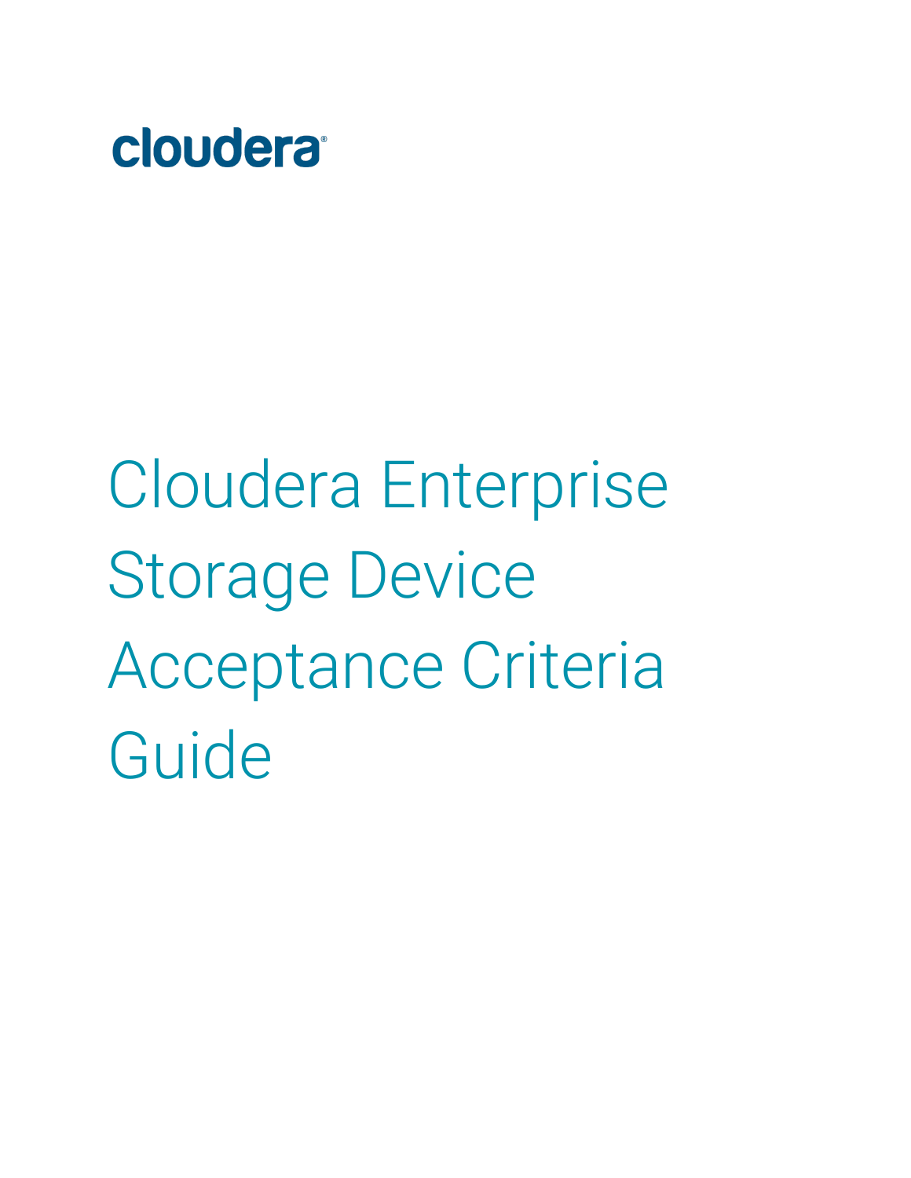cloudera

# Cloudera Enterprise Storage Device Acceptance Criteria Guide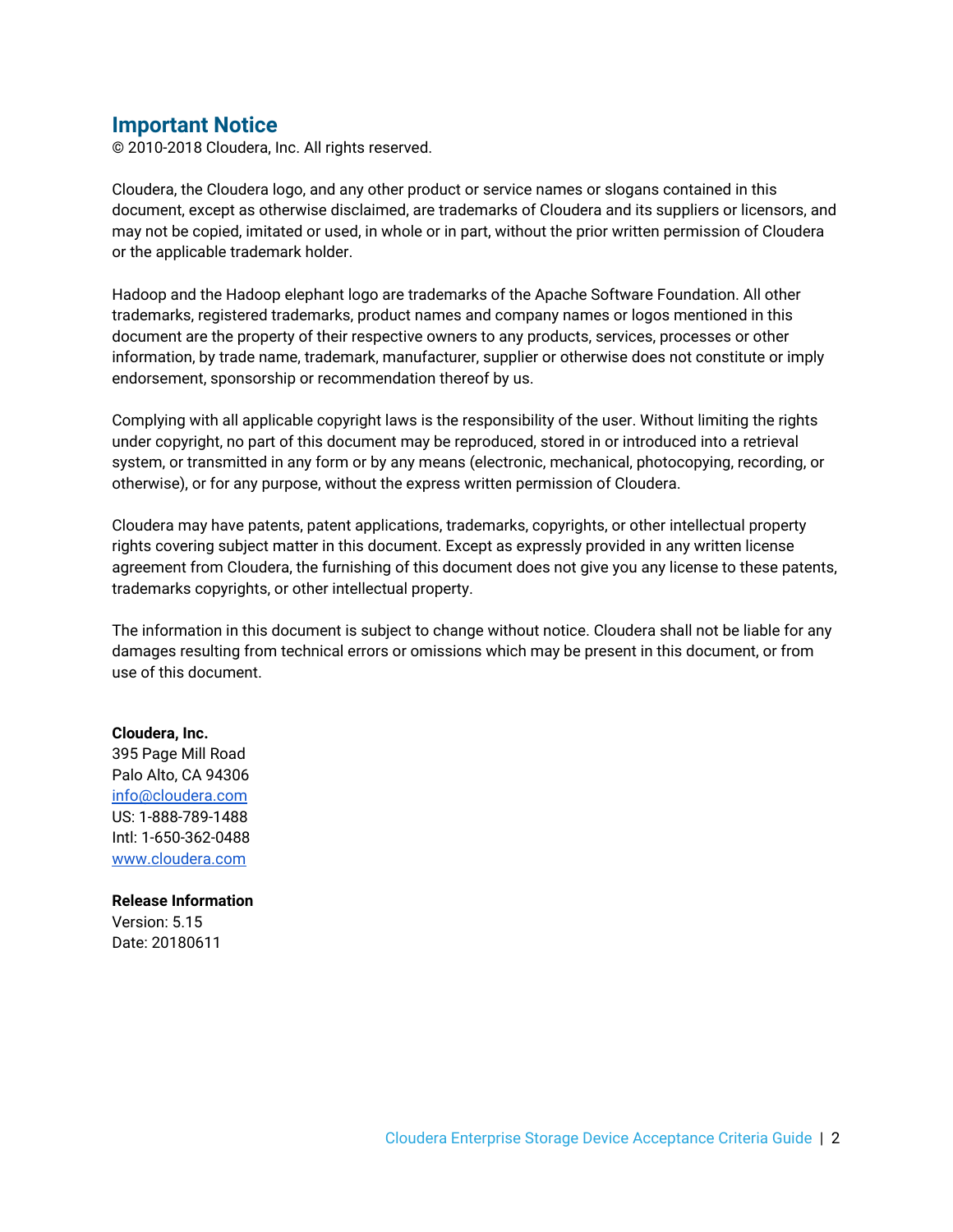# Important Notice

© 2010-2018 Cloudera, Inc. All rights reserved.

Cloudera, the Cloudera logo, and any other product or service names or slogans contained in this document, except as otherwise disclaimed, are trademarks of Cloudera and its suppliers or licensors, and may not be copied, imitated or used, in whole or in part, without the prior written permission of Cloudera or the applicable trademark holder.

Hadoop and the Hadoop elephant logo are trademarks of the Apache Software Foundation. All other trademarks, registered trademarks, product names and company names or logos mentioned in this document are the property of their respective owners to any products, services, processes or other information, by trade name, trademark, manufacturer, supplier or otherwise does not constitute or imply endorsement, sponsorship or recommendation thereof by us.

Complying with all applicable copyright laws is the responsibility of the user. Without limiting the rights under copyright, no part of this document may be reproduced, stored in or introduced into a retrieval system, or transmitted in any form or by any means (electronic, mechanical, photocopying, recording, or otherwise), or for any purpose, without the express written permission of Cloudera.

Cloudera may have patents, patent applications, trademarks, copyrights, or other intellectual property rights covering subject matter in this document. Except as expressly provided in any written license agreement from Cloudera, the furnishing of this document does not give you any license to these patents, trademarks copyrights, or other intellectual property.

The information in this document is subject to change without notice. Cloudera shall not be liable for any damages resulting from technical errors or omissions which may be present in this document, or from use of this document.

**Cloudera, Inc.**
395 Page Mill Road
Palo Alto, CA 94306
[info@cloudera.com](mailto:info@cloudera.com)
US: 1-888-789-1488
Intl: 1-650-362-0488
[www.cloudera.com](http://www.cloudera.com)

**Release Information**
Version: 5.15
Date: 20180611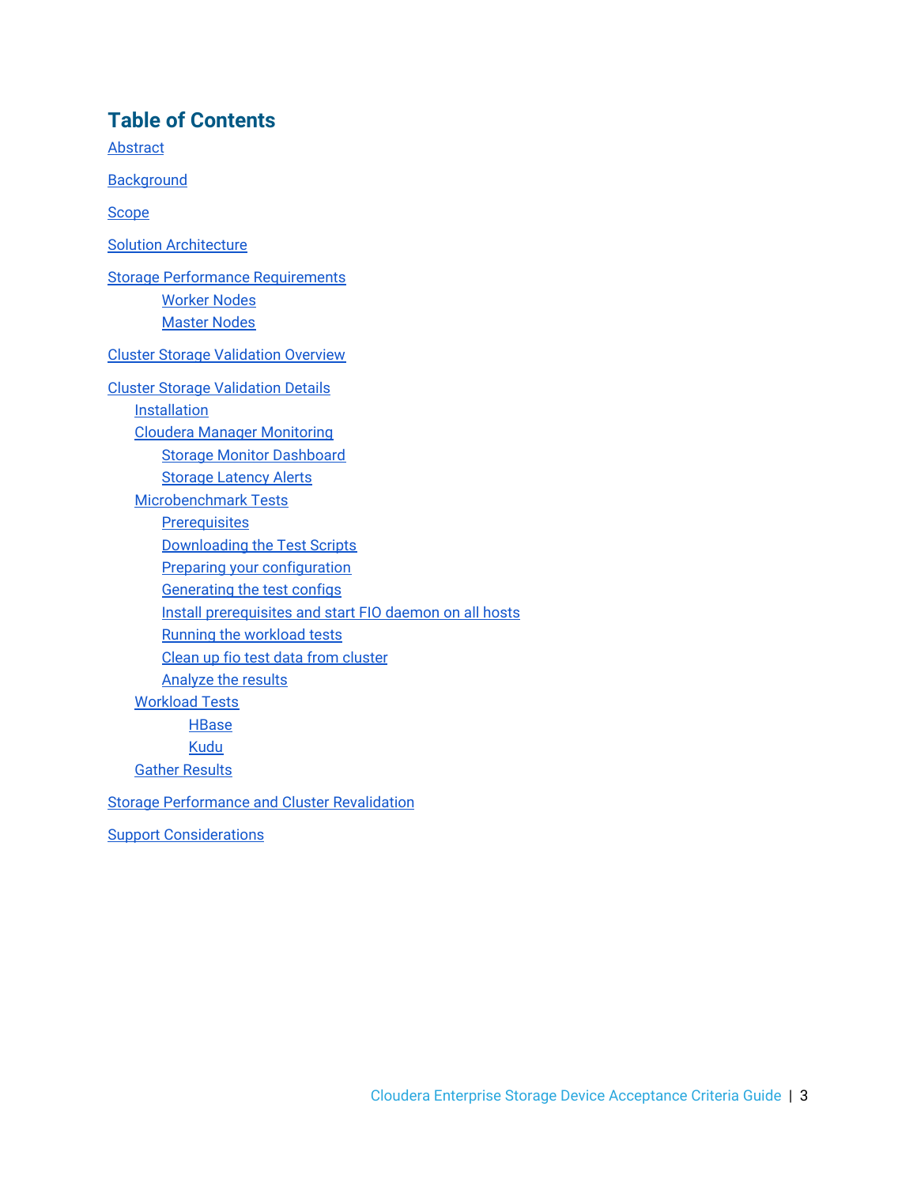# Table of Contents

Abstract

Background

Scope

Solution Architecture

Storage Performance Requirements
- Worker Nodes
- Master Nodes

Cluster Storage Validation Overview

Cluster Storage Validation Details
- Installation
- Cloudera Manager Monitoring
  - Storage Monitor Dashboard
  - Storage Latency Alerts
- Microbenchmark Tests
  - Prerequisites
  - Downloading the Test Scripts
  - Preparing your configuration
  - Generating the test configs
  - Install prerequisites and start FIO daemon on all hosts
  - Running the workload tests
  - Clean up fio test data from cluster
  - Analyze the results
- Workload Tests
  - HBase
  - Kudu
- Gather Results

Storage Performance and Cluster Revalidation

Support Considerations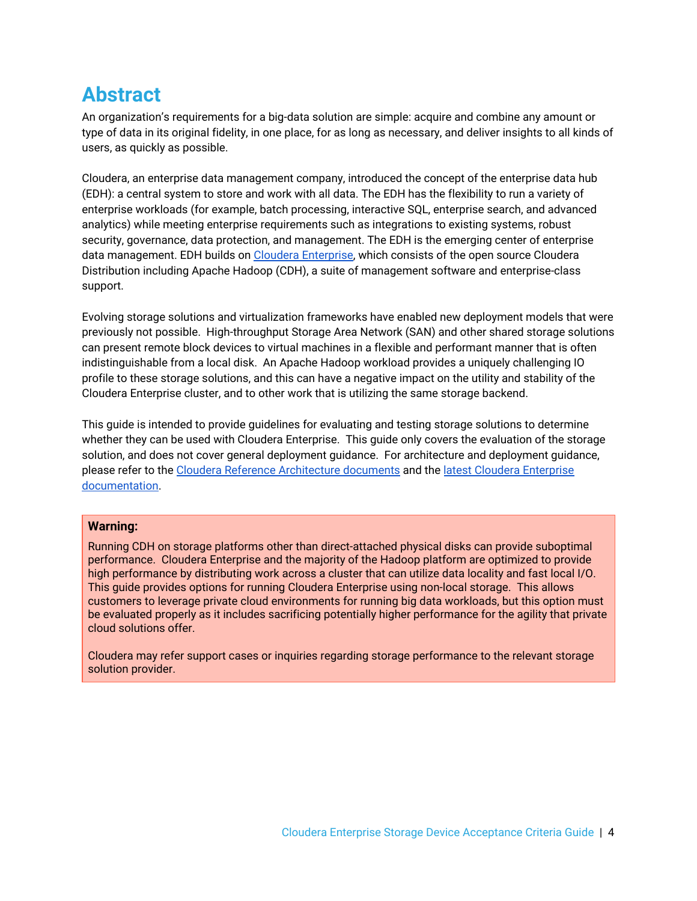# Abstract

An organization's requirements for a big-data solution are simple: acquire and combine any amount or type of data in its original fidelity, in one place, for as long as necessary, and deliver insights to all kinds of users, as quickly as possible.

Cloudera, an enterprise data management company, introduced the concept of the enterprise data hub (EDH): a central system to store and work with all data. The EDH has the flexibility to run a variety of enterprise workloads (for example, batch processing, interactive SQL, enterprise search, and advanced analytics) while meeting enterprise requirements such as integrations to existing systems, robust security, governance, data protection, and management. The EDH is the emerging center of enterprise data management. EDH builds on Cloudera Enterprise, which consists of the open source Cloudera Distribution including Apache Hadoop (CDH), a suite of management software and enterprise-class support.

Evolving storage solutions and virtualization frameworks have enabled new deployment models that were previously not possible. High-throughput Storage Area Network (SAN) and other shared storage solutions can present remote block devices to virtual machines in a flexible and performant manner that is often indistinguishable from a local disk. An Apache Hadoop workload provides a uniquely challenging IO profile to these storage solutions, and this can have a negative impact on the utility and stability of the Cloudera Enterprise cluster, and to other work that is utilizing the same storage backend.

This guide is intended to provide guidelines for evaluating and testing storage solutions to determine whether they can be used with Cloudera Enterprise. This guide only covers the evaluation of the storage solution, and does not cover general deployment guidance. For architecture and deployment guidance, please refer to the Cloudera Reference Architecture documents and the latest Cloudera Enterprise documentation.

> **Warning:**
>
> Running CDH on storage platforms other than direct-attached physical disks can provide suboptimal performance. Cloudera Enterprise and the majority of the Hadoop platform are optimized to provide high performance by distributing work across a cluster that can utilize data locality and fast local I/O. This guide provides options for running Cloudera Enterprise using non-local storage. This allows customers to leverage private cloud environments for running big data workloads, but this option must be evaluated properly as it includes sacrificing potentially higher performance for the agility that private cloud solutions offer.
>
> Cloudera may refer support cases or inquiries regarding storage performance to the relevant storage solution provider.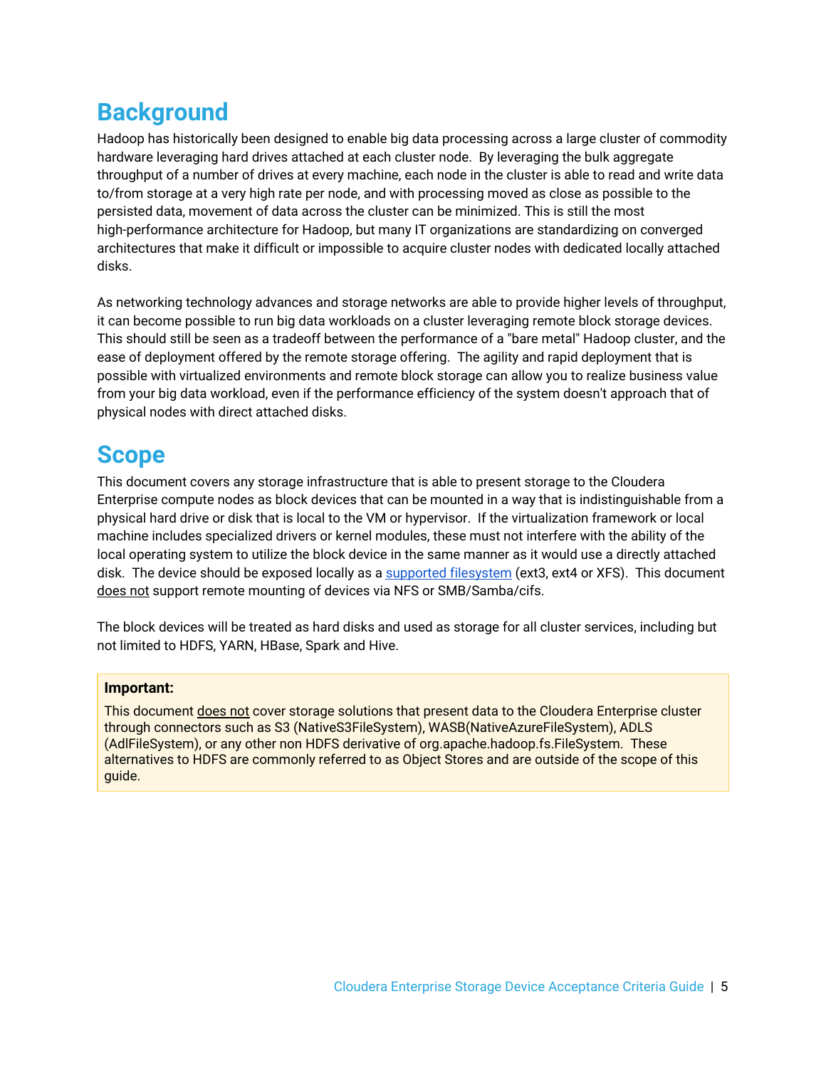# Background

Hadoop has historically been designed to enable big data processing across a large cluster of commodity hardware leveraging hard drives attached at each cluster node. By leveraging the bulk aggregate throughput of a number of drives at every machine, each node in the cluster is able to read and write data to/from storage at a very high rate per node, and with processing moved as close as possible to the persisted data, movement of data across the cluster can be minimized. This is still the most high-performance architecture for Hadoop, but many IT organizations are standardizing on converged architectures that make it difficult or impossible to acquire cluster nodes with dedicated locally attached disks.

As networking technology advances and storage networks are able to provide higher levels of throughput, it can become possible to run big data workloads on a cluster leveraging remote block storage devices. This should still be seen as a tradeoff between the performance of a "bare metal" Hadoop cluster, and the ease of deployment offered by the remote storage offering. The agility and rapid deployment that is possible with virtualized environments and remote block storage can allow you to realize business value from your big data workload, even if the performance efficiency of the system doesn't approach that of physical nodes with direct attached disks.

# Scope

This document covers any storage infrastructure that is able to present storage to the Cloudera Enterprise compute nodes as block devices that can be mounted in a way that is indistinguishable from a physical hard drive or disk that is local to the VM or hypervisor. If the virtualization framework or local machine includes specialized drivers or kernel modules, these must not interfere with the ability of the local operating system to utilize the block device in the same manner as it would use a directly attached disk. The device should be exposed locally as a supported filesystem (ext3, ext4 or XFS). This document does not support remote mounting of devices via NFS or SMB/Samba/cifs.

The block devices will be treated as hard disks and used as storage for all cluster services, including but not limited to HDFS, YARN, HBase, Spark and Hive.

> **Important:**
>
> This document does not cover storage solutions that present data to the Cloudera Enterprise cluster through connectors such as S3 (NativeS3FileSystem), WASB(NativeAzureFileSystem), ADLS (AdlFileSystem), or any other non HDFS derivative of org.apache.hadoop.fs.FileSystem. These alternatives to HDFS are commonly referred to as Object Stores and are outside of the scope of this guide.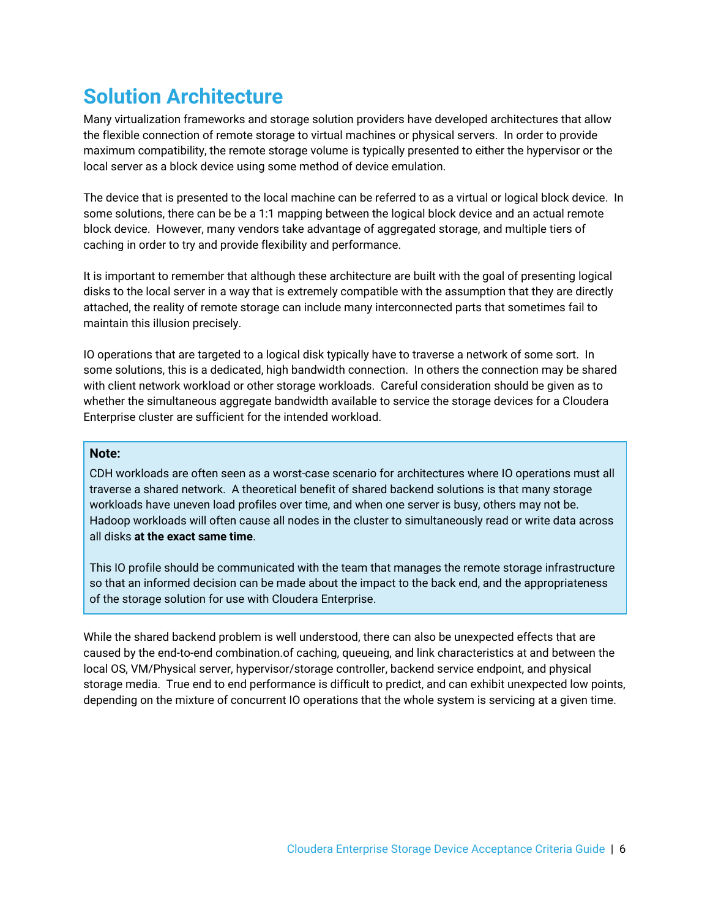# Solution Architecture

Many virtualization frameworks and storage solution providers have developed architectures that allow the flexible connection of remote storage to virtual machines or physical servers. In order to provide maximum compatibility, the remote storage volume is typically presented to either the hypervisor or the local server as a block device using some method of device emulation.

The device that is presented to the local machine can be referred to as a virtual or logical block device. In some solutions, there can be be a 1:1 mapping between the logical block device and an actual remote block device. However, many vendors take advantage of aggregated storage, and multiple tiers of caching in order to try and provide flexibility and performance.

It is important to remember that although these architecture are built with the goal of presenting logical disks to the local server in a way that is extremely compatible with the assumption that they are directly attached, the reality of remote storage can include many interconnected parts that sometimes fail to maintain this illusion precisely.

IO operations that are targeted to a logical disk typically have to traverse a network of some sort. In some solutions, this is a dedicated, high bandwidth connection. In others the connection may be shared with client network workload or other storage workloads. Careful consideration should be given as to whether the simultaneous aggregate bandwidth available to service the storage devices for a Cloudera Enterprise cluster are sufficient for the intended workload.

> **Note:**
>
> CDH workloads are often seen as a worst-case scenario for architectures where IO operations must all traverse a shared network. A theoretical benefit of shared backend solutions is that many storage workloads have uneven load profiles over time, and when one server is busy, others may not be. Hadoop workloads will often cause all nodes in the cluster to simultaneously read or write data across all disks **at the exact same time**.
>
> This IO profile should be communicated with the team that manages the remote storage infrastructure so that an informed decision can be made about the impact to the back end, and the appropriateness of the storage solution for use with Cloudera Enterprise.

While the shared backend problem is well understood, there can also be unexpected effects that are caused by the end-to-end combination.of caching, queueing, and link characteristics at and between the local OS, VM/Physical server, hypervisor/storage controller, backend service endpoint, and physical storage media. True end to end performance is difficult to predict, and can exhibit unexpected low points, depending on the mixture of concurrent IO operations that the whole system is servicing at a given time.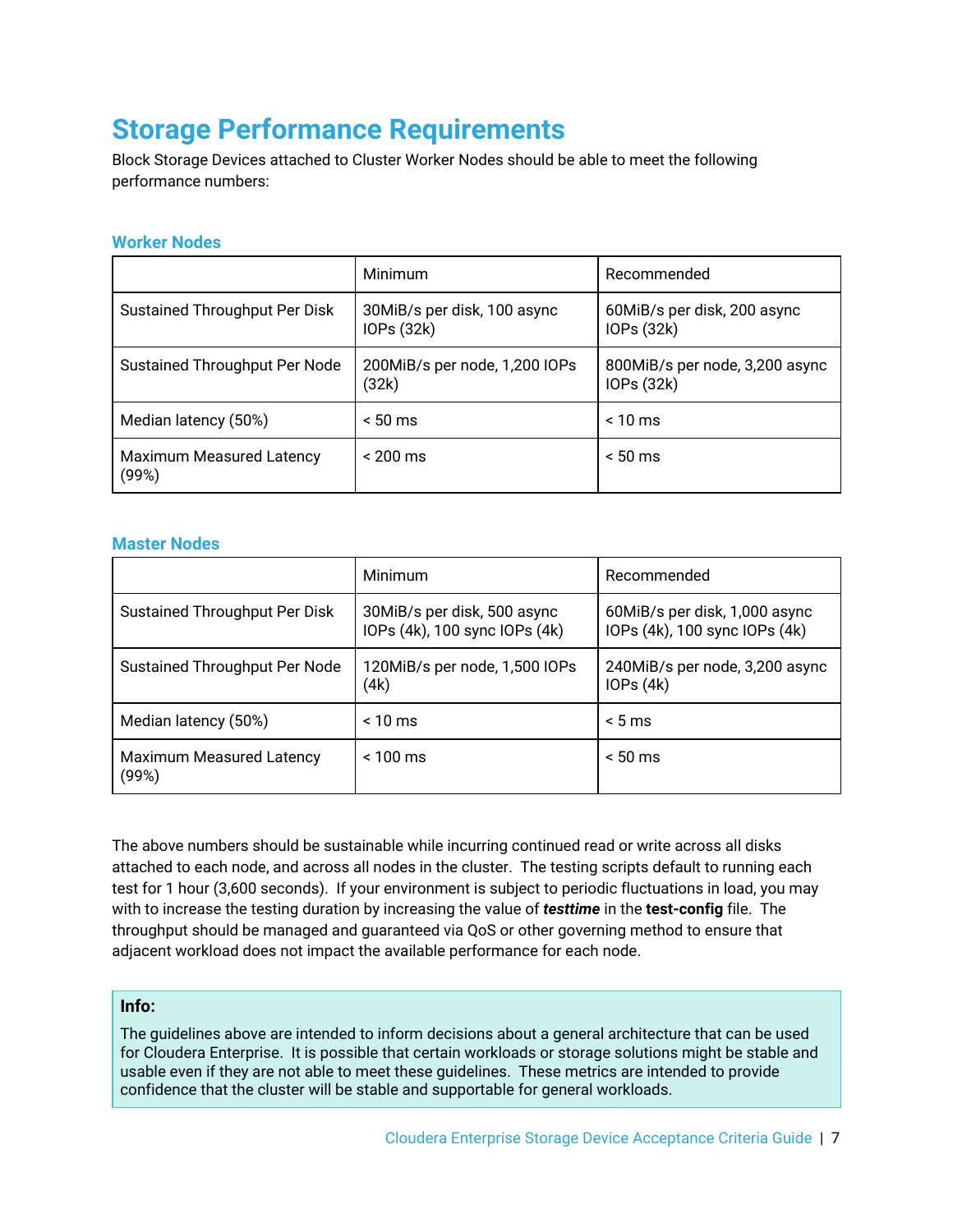# Storage Performance Requirements

Block Storage Devices attached to Cluster Worker Nodes should be able to meet the following performance numbers:

### Worker Nodes

| | Minimum | Recommended |
|---|---|---|
| Sustained Throughput Per Disk | 30MiB/s per disk, 100 async IOPs (32k) | 60MiB/s per disk, 200 async IOPs (32k) |
| Sustained Throughput Per Node | 200MiB/s per node, 1,200 IOPs (32k) | 800MiB/s per node, 3,200 async IOPs (32k) |
| Median latency (50%) | < 50 ms | < 10 ms |
| Maximum Measured Latency (99%) | < 200 ms | < 50 ms |

### Master Nodes

| | Minimum | Recommended |
|---|---|---|
| Sustained Throughput Per Disk | 30MiB/s per disk, 500 async IOPs (4k), 100 sync IOPs (4k) | 60MiB/s per disk, 1,000 async IOPs (4k), 100 sync IOPs (4k) |
| Sustained Throughput Per Node | 120MiB/s per node, 1,500 IOPs (4k) | 240MiB/s per node, 3,200 async IOPs (4k) |
| Median latency (50%) | < 10 ms | < 5 ms |
| Maximum Measured Latency (99%) | < 100 ms | < 50 ms |

The above numbers should be sustainable while incurring continued read or write across all disks attached to each node, and across all nodes in the cluster. The testing scripts default to running each test for 1 hour (3,600 seconds). If your environment is subject to periodic fluctuations in load, you may with to increase the testing duration by increasing the value of ***testtime*** in the **test-config** file. The throughput should be managed and guaranteed via QoS or other governing method to ensure that adjacent workload does not impact the available performance for each node.

**Info:**

The guidelines above are intended to inform decisions about a general architecture that can be used for Cloudera Enterprise. It is possible that certain workloads or storage solutions might be stable and usable even if they are not able to meet these guidelines. These metrics are intended to provide confidence that the cluster will be stable and supportable for general workloads.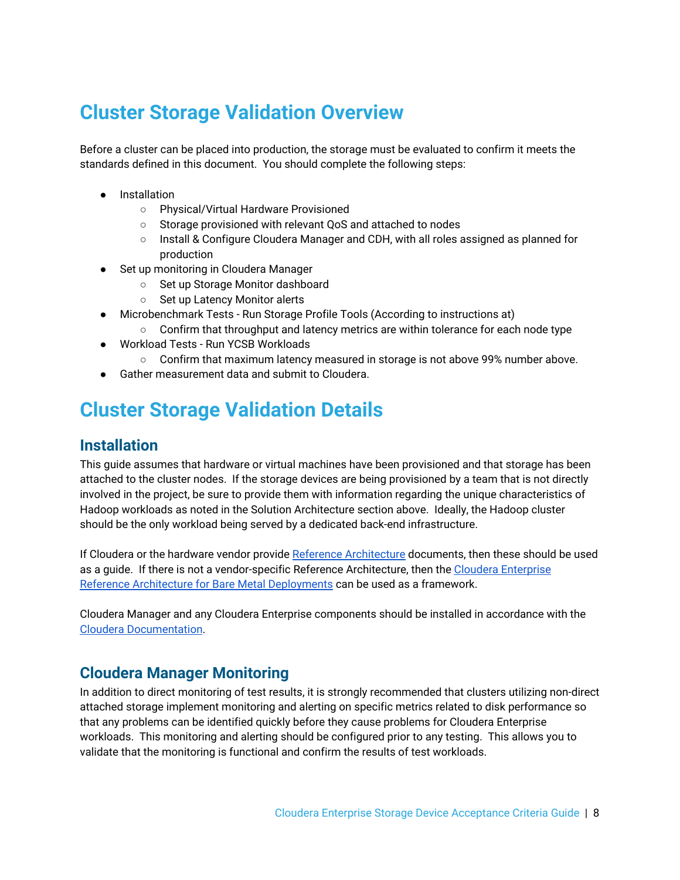# Cluster Storage Validation Overview

Before a cluster can be placed into production, the storage must be evaluated to confirm it meets the standards defined in this document. You should complete the following steps:

- Installation
  - Physical/Virtual Hardware Provisioned
  - Storage provisioned with relevant QoS and attached to nodes
  - Install & Configure Cloudera Manager and CDH, with all roles assigned as planned for production
- Set up monitoring in Cloudera Manager
  - Set up Storage Monitor dashboard
  - Set up Latency Monitor alerts
- Microbenchmark Tests - Run Storage Profile Tools (According to instructions at)
  - Confirm that throughput and latency metrics are within tolerance for each node type
- Workload Tests - Run YCSB Workloads
  - Confirm that maximum latency measured in storage is not above 99% number above.
- Gather measurement data and submit to Cloudera.

# Cluster Storage Validation Details

## Installation

This guide assumes that hardware or virtual machines have been provisioned and that storage has been attached to the cluster nodes. If the storage devices are being provisioned by a team that is not directly involved in the project, be sure to provide them with information regarding the unique characteristics of Hadoop workloads as noted in the Solution Architecture section above. Ideally, the Hadoop cluster should be the only workload being served by a dedicated back-end infrastructure.

If Cloudera or the hardware vendor provide Reference Architecture documents, then these should be used as a guide. If there is not a vendor-specific Reference Architecture, then the Cloudera Enterprise Reference Architecture for Bare Metal Deployments can be used as a framework.

Cloudera Manager and any Cloudera Enterprise components should be installed in accordance with the Cloudera Documentation.

## Cloudera Manager Monitoring

In addition to direct monitoring of test results, it is strongly recommended that clusters utilizing non-direct attached storage implement monitoring and alerting on specific metrics related to disk performance so that any problems can be identified quickly before they cause problems for Cloudera Enterprise workloads. This monitoring and alerting should be configured prior to any testing. This allows you to validate that the monitoring is functional and confirm the results of test workloads.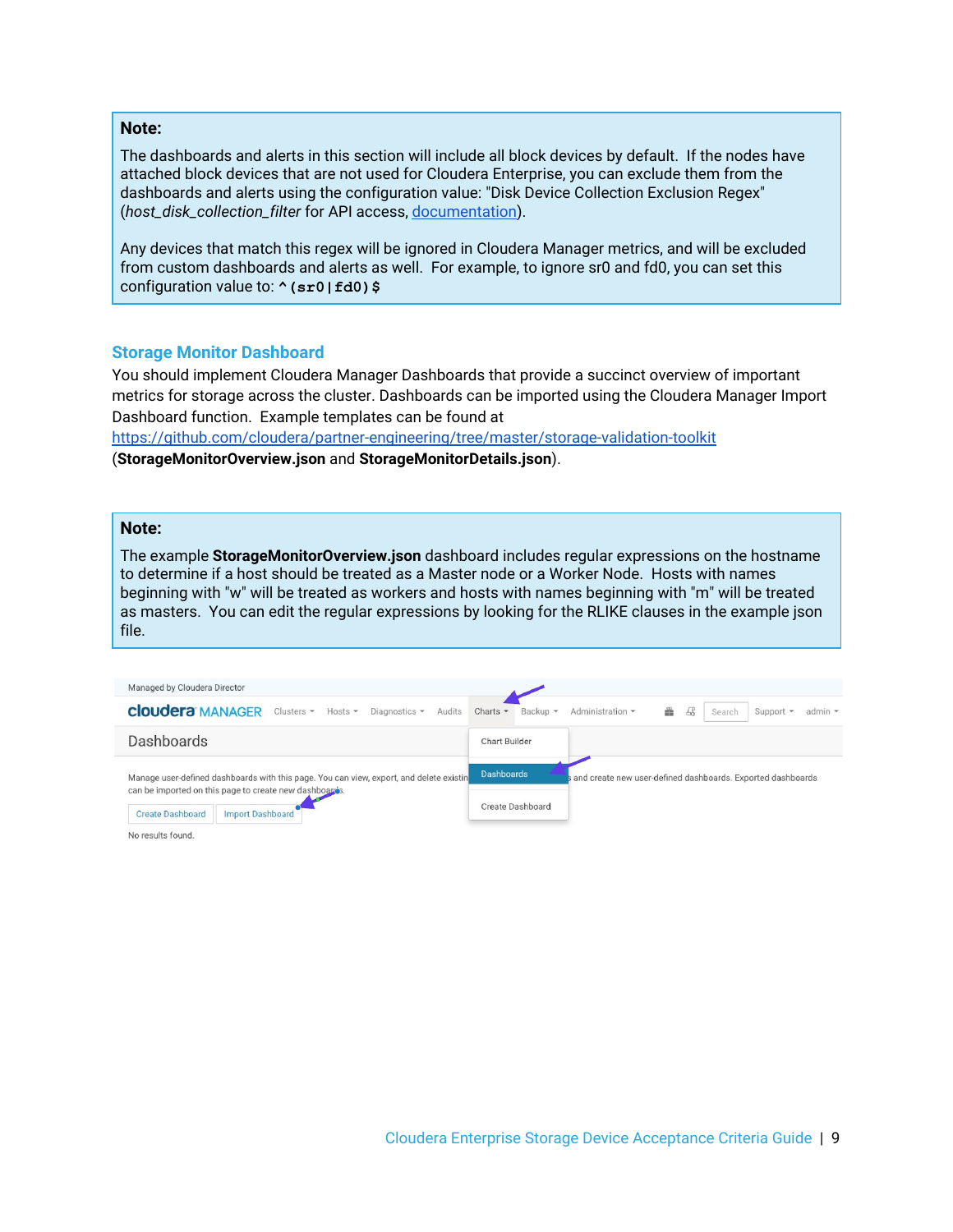> **Note:**
>
> The dashboards and alerts in this section will include all block devices by default. If the nodes have attached block devices that are not used for Cloudera Enterprise, you can exclude them from the dashboards and alerts using the configuration value: "Disk Device Collection Exclusion Regex" (*host_disk_collection_filter* for API access, [documentation](documentation)).
>
> Any devices that match this regex will be ignored in Cloudera Manager metrics, and will be excluded from custom dashboards and alerts as well. For example, to ignore sr0 and fd0, you can set this configuration value to: `^(sr0|fd0)$`

## Storage Monitor Dashboard

You should implement Cloudera Manager Dashboards that provide a succinct overview of important metrics for storage across the cluster. Dashboards can be imported using the Cloudera Manager Import Dashboard function. Example templates can be found at https://github.com/cloudera/partner-engineering/tree/master/storage-validation-toolkit (**StorageMonitorOverview.json** and **StorageMonitorDetails.json**).

> **Note:**
>
> The example **StorageMonitorOverview.json** dashboard includes regular expressions on the hostname to determine if a host should be treated as a Master node or a Worker Node. Hosts with names beginning with "w" will be treated as workers and hosts with names beginning with "m" will be treated as masters. You can edit the regular expressions by looking for the RLIKE clauses in the example json file.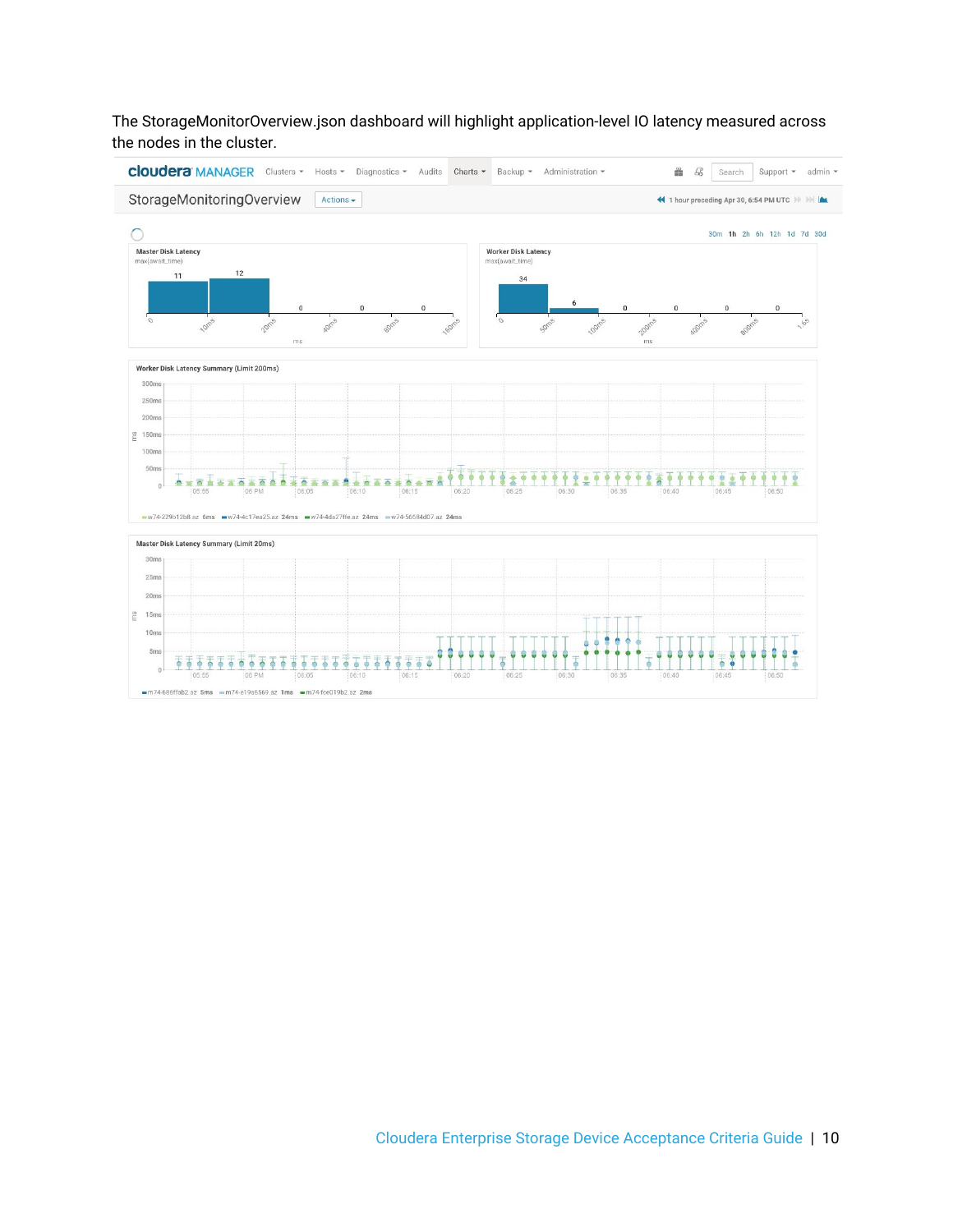The StorageMonitorOverview.json dashboard will highlight application-level IO latency measured across the nodes in the cluster.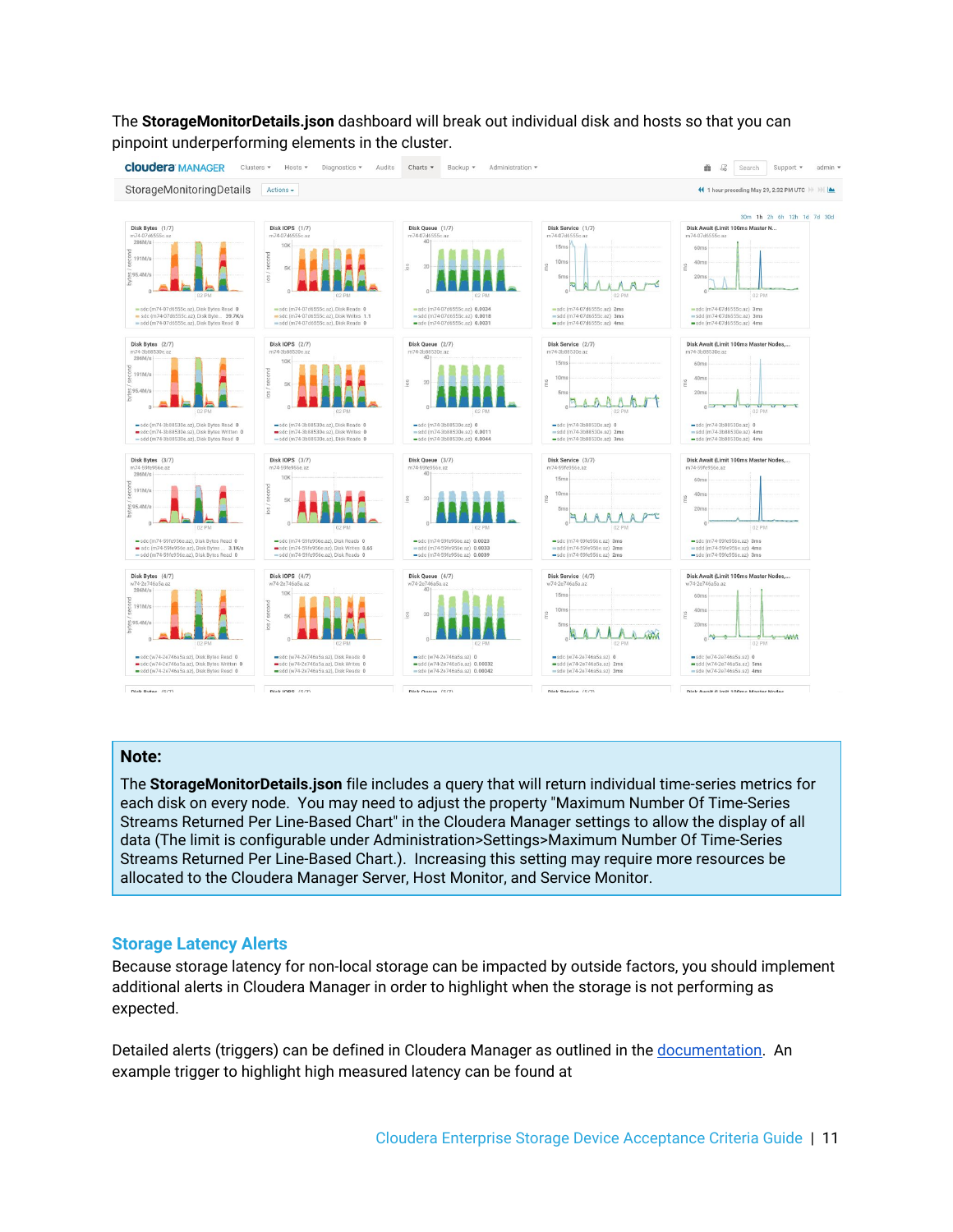The **StorageMonitorDetails.json** dashboard will break out individual disk and hosts so that you can pinpoint underperforming elements in the cluster.

> **Note:**
>
> The **StorageMonitorDetails.json** file includes a query that will return individual time-series metrics for each disk on every node. You may need to adjust the property "Maximum Number Of Time-Series Streams Returned Per Line-Based Chart" in the Cloudera Manager settings to allow the display of all data (The limit is configurable under Administration>Settings>Maximum Number Of Time-Series Streams Returned Per Line-Based Chart.). Increasing this setting may require more resources be allocated to the Cloudera Manager Server, Host Monitor, and Service Monitor.

## Storage Latency Alerts

Because storage latency for non-local storage can be impacted by outside factors, you should implement additional alerts in Cloudera Manager in order to highlight when the storage is not performing as expected.

Detailed alerts (triggers) can be defined in Cloudera Manager as outlined in the documentation. An example trigger to highlight high measured latency can be found at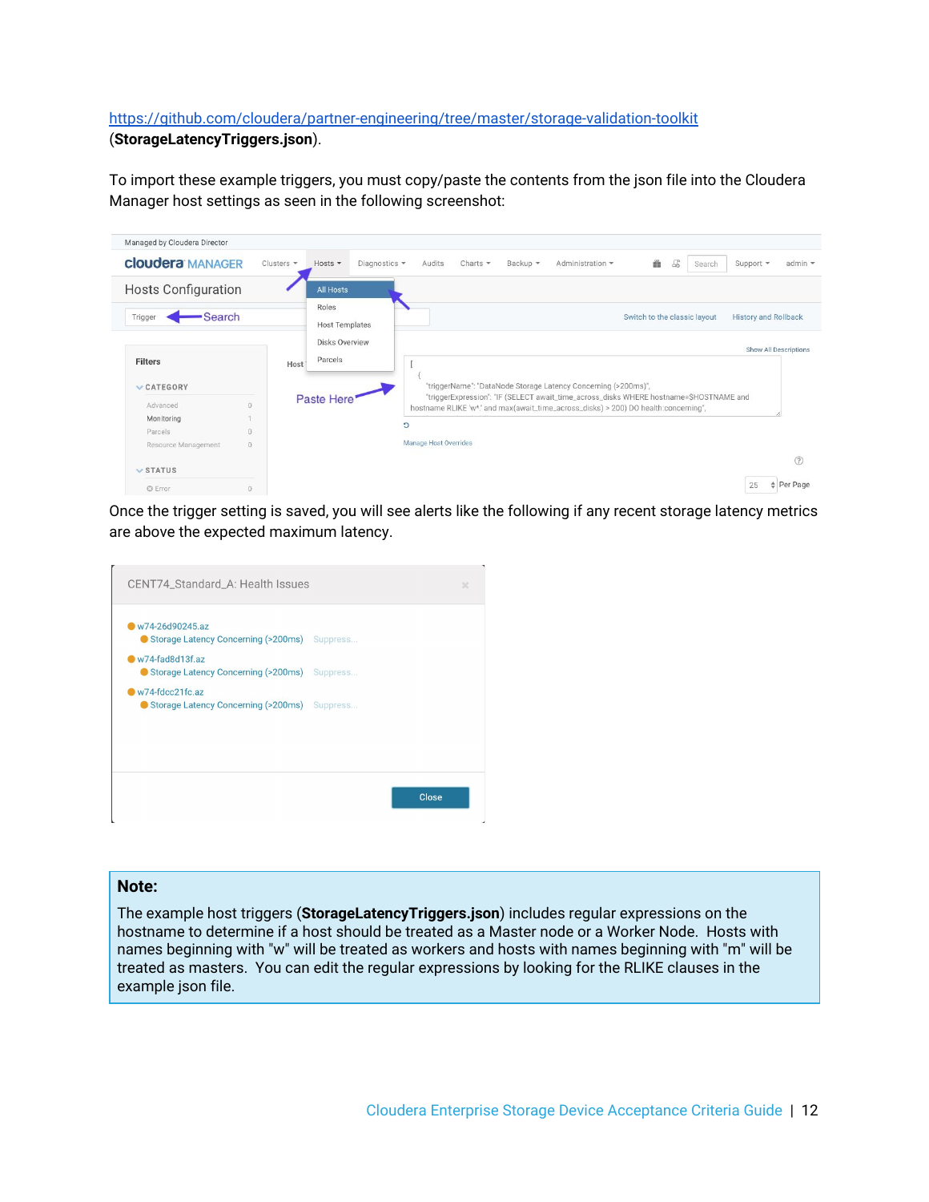https://github.com/cloudera/partner-engineering/tree/master/storage-validation-toolkit (**StorageLatencyTriggers.json**).

To import these example triggers, you must copy/paste the contents from the json file into the Cloudera Manager host settings as seen in the following screenshot:

Once the trigger setting is saved, you will see alerts like the following if any recent storage latency metrics are above the expected maximum latency.

> **Note:**
>
> The example host triggers (**StorageLatencyTriggers.json**) includes regular expressions on the hostname to determine if a host should be treated as a Master node or a Worker Node. Hosts with names beginning with "w" will be treated as workers and hosts with names beginning with "m" will be treated as masters. You can edit the regular expressions by looking for the RLIKE clauses in the example json file.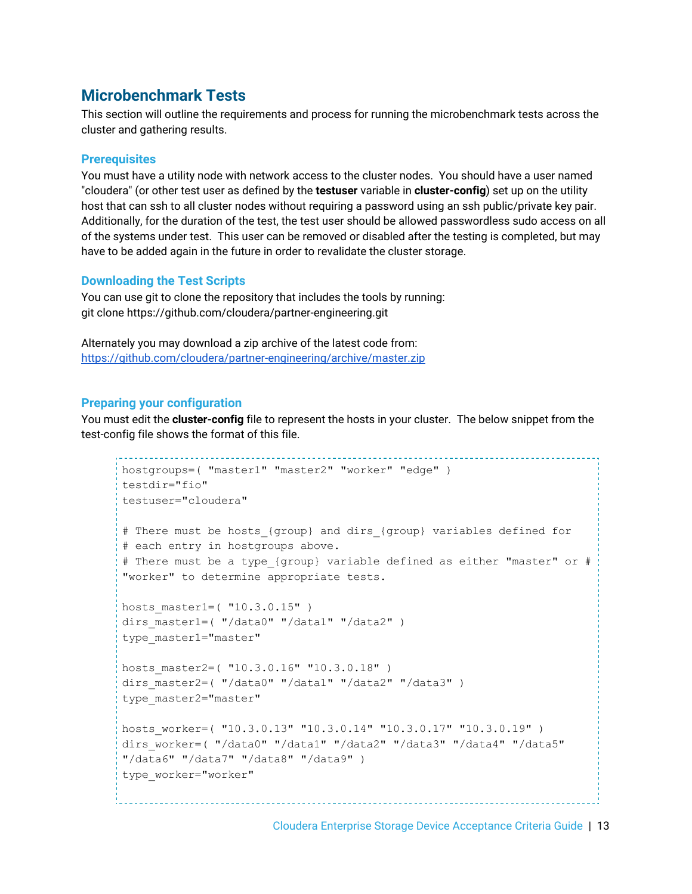## Microbenchmark Tests

This section will outline the requirements and process for running the microbenchmark tests across the cluster and gathering results.

### Prerequisites

You must have a utility node with network access to the cluster nodes. You should have a user named "cloudera" (or other test user as defined by the **testuser** variable in **cluster-config**) set up on the utility host that can ssh to all cluster nodes without requiring a password using an ssh public/private key pair. Additionally, for the duration of the test, the test user should be allowed passwordless sudo access on all of the systems under test. This user can be removed or disabled after the testing is completed, but may have to be added again in the future in order to revalidate the cluster storage.

### Downloading the Test Scripts

You can use git to clone the repository that includes the tools by running:
git clone https://github.com/cloudera/partner-engineering.git

Alternately you may download a zip archive of the latest code from:
https://github.com/cloudera/partner-engineering/archive/master.zip

### Preparing your configuration

You must edit the **cluster-config** file to represent the hosts in your cluster. The below snippet from the test-config file shows the format of this file.

```
hostgroups=( "master1" "master2" "worker" "edge" )
testdir="fio"
testuser="cloudera"

# There must be hosts_{group} and dirs_{group} variables defined for
# each entry in hostgroups above.
# There must be a type_{group} variable defined as either "master" or #
"worker" to determine appropriate tests.

hosts_master1=( "10.3.0.15" )
dirs_master1=( "/data0" "/data1" "/data2" )
type_master1="master"

hosts_master2=( "10.3.0.16" "10.3.0.18" )
dirs_master2=( "/data0" "/data1" "/data2" "/data3" )
type_master2="master"

hosts_worker=( "10.3.0.13" "10.3.0.14" "10.3.0.17" "10.3.0.19" )
dirs_worker=( "/data0" "/data1" "/data2" "/data3" "/data4" "/data5"
"/data6" "/data7" "/data8" "/data9" )
type_worker="worker"
```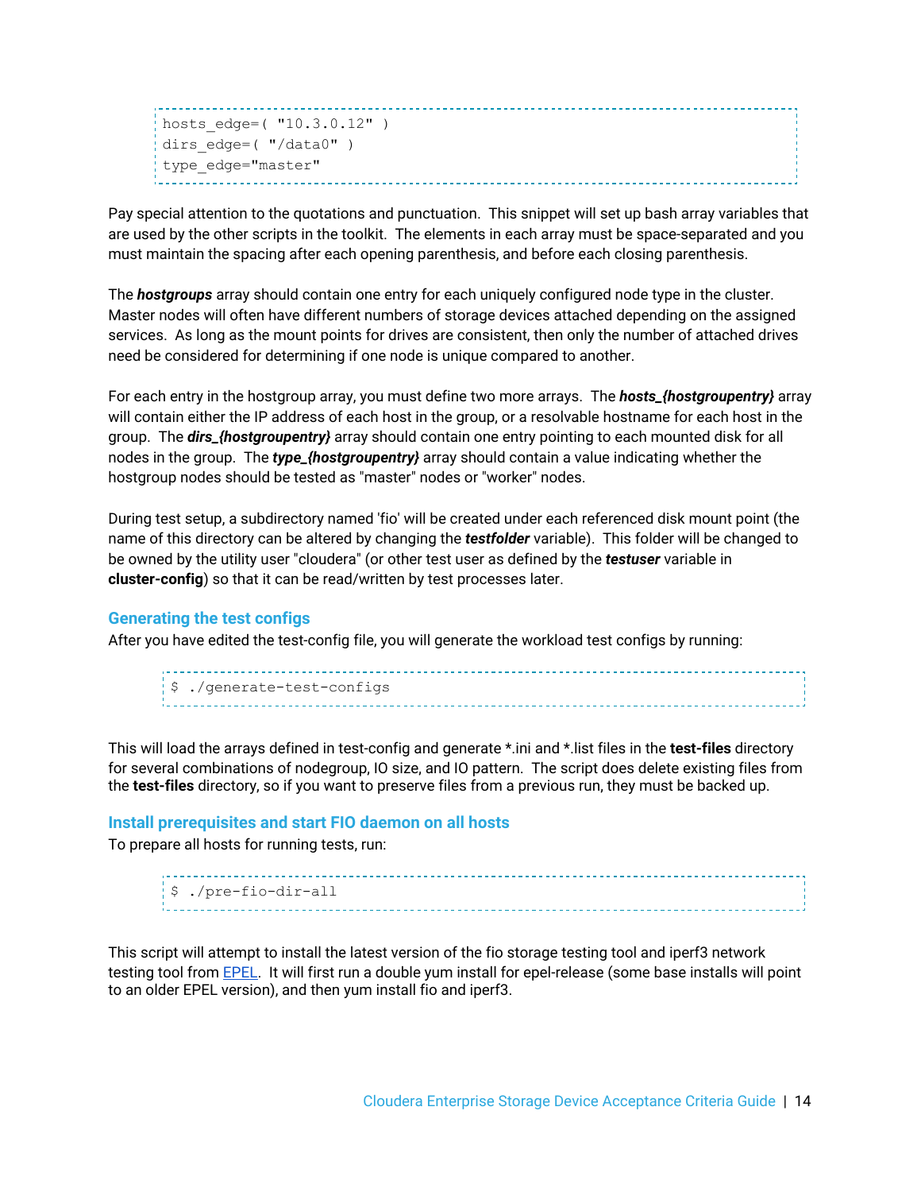```
hosts_edge=( "10.3.0.12" )
dirs_edge=( "/data0" )
type_edge="master"
```

Pay special attention to the quotations and punctuation. This snippet will set up bash array variables that are used by the other scripts in the toolkit. The elements in each array must be space-separated and you must maintain the spacing after each opening parenthesis, and before each closing parenthesis.

The ***hostgroups*** array should contain one entry for each uniquely configured node type in the cluster. Master nodes will often have different numbers of storage devices attached depending on the assigned services. As long as the mount points for drives are consistent, then only the number of attached drives need be considered for determining if one node is unique compared to another.

For each entry in the hostgroup array, you must define two more arrays. The ***hosts_{hostgroupentry}*** array will contain either the IP address of each host in the group, or a resolvable hostname for each host in the group. The ***dirs_{hostgroupentry}*** array should contain one entry pointing to each mounted disk for all nodes in the group. The ***type_{hostgroupentry}*** array should contain a value indicating whether the hostgroup nodes should be tested as "master" nodes or "worker" nodes.

During test setup, a subdirectory named 'fio' will be created under each referenced disk mount point (the name of this directory can be altered by changing the ***testfolder*** variable). This folder will be changed to be owned by the utility user "cloudera" (or other test user as defined by the ***testuser*** variable in **cluster-config**) so that it can be read/written by test processes later.

### Generating the test configs

After you have edited the test-config file, you will generate the workload test configs by running:

```
$ ./generate-test-configs
```

This will load the arrays defined in test-config and generate *.ini and *.list files in the **test-files** directory for several combinations of nodegroup, IO size, and IO pattern. The script does delete existing files from the **test-files** directory, so if you want to preserve files from a previous run, they must be backed up.

### Install prerequisites and start FIO daemon on all hosts

To prepare all hosts for running tests, run:

```
$ ./pre-fio-dir-all
```

This script will attempt to install the latest version of the fio storage testing tool and iperf3 network testing tool from EPEL. It will first run a double yum install for epel-release (some base installs will point to an older EPEL version), and then yum install fio and iperf3.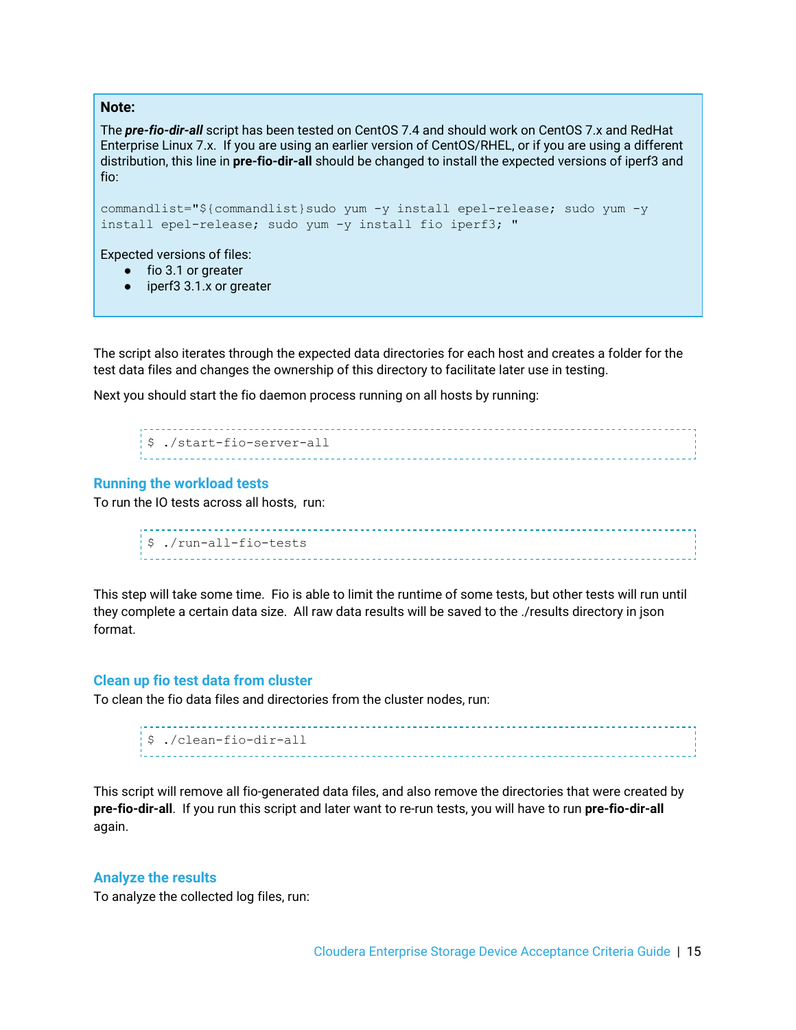> **Note:**
>
> The ***pre-fio-dir-all*** script has been tested on CentOS 7.4 and should work on CentOS 7.x and RedHat Enterprise Linux 7.x. If you are using an earlier version of CentOS/RHEL, or if you are using a different distribution, this line in **pre-fio-dir-all** should be changed to install the expected versions of iperf3 and fio:
>
> ```
> commandlist="${commandlist}sudo yum -y install epel-release; sudo yum -y install epel-release; sudo yum -y install fio iperf3; "
> ```
>
> Expected versions of files:
>
> - fio 3.1 or greater
> - iperf3 3.1.x or greater

The script also iterates through the expected data directories for each host and creates a folder for the test data files and changes the ownership of this directory to facilitate later use in testing.

Next you should start the fio daemon process running on all hosts by running:

```
$ ./start-fio-server-all
```

### Running the workload tests

To run the IO tests across all hosts, run:

```
$ ./run-all-fio-tests
```

This step will take some time. Fio is able to limit the runtime of some tests, but other tests will run until they complete a certain data size. All raw data results will be saved to the ./results directory in json format.

### Clean up fio test data from cluster

To clean the fio data files and directories from the cluster nodes, run:

```
$ ./clean-fio-dir-all
```

This script will remove all fio-generated data files, and also remove the directories that were created by **pre-fio-dir-all**. If you run this script and later want to re-run tests, you will have to run **pre-fio-dir-all** again.

### Analyze the results

To analyze the collected log files, run: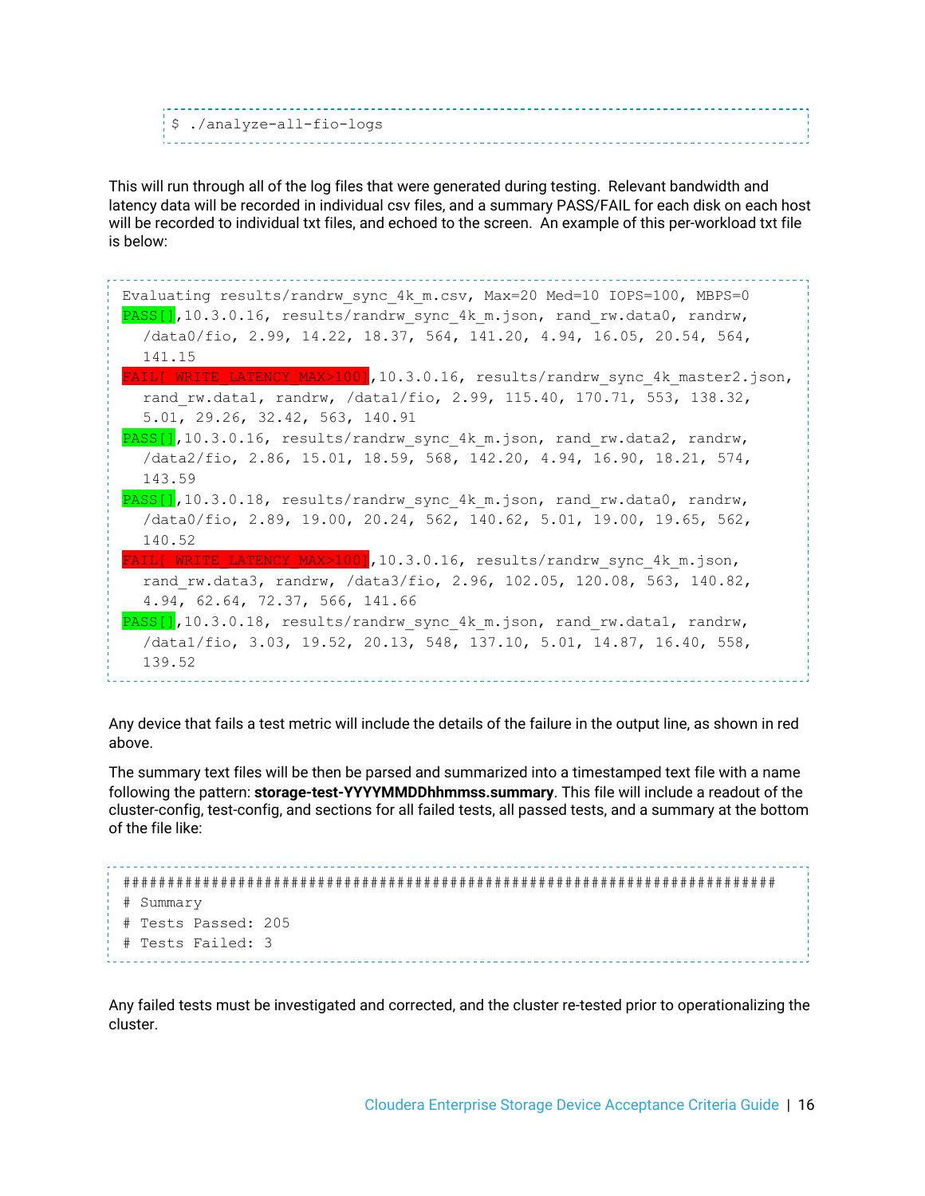```
$ ./analyze-all-fio-logs
```

This will run through all of the log files that were generated during testing. Relevant bandwidth and latency data will be recorded in individual csv files, and a summary PASS/FAIL for each disk on each host will be recorded to individual txt files, and echoed to the screen. An example of this per-workload txt file is below:

```
Evaluating results/randrw_sync_4k_m.csv, Max=20 Med=10 IOPS=100, MBPS=0
PASS[],10.3.0.16, results/randrw_sync_4k_m.json, rand_rw.data0, randrw,
  /data0/fio, 2.99, 14.22, 18.37, 564, 141.20, 4.94, 16.05, 20.54, 564,
  141.15
FAIL[ WRITE_LATENCY_MAX>100],10.3.0.16, results/randrw_sync_4k_master2.json,
  rand_rw.data1, randrw, /data1/fio, 2.99, 115.40, 170.71, 553, 138.32,
  5.01, 29.26, 32.42, 563, 140.91
PASS[],10.3.0.16, results/randrw_sync_4k_m.json, rand_rw.data2, randrw,
  /data2/fio, 2.86, 15.01, 18.59, 568, 142.20, 4.94, 16.90, 18.21, 574,
  143.59
PASS[],10.3.0.18, results/randrw_sync_4k_m.json, rand_rw.data0, randrw,
  /data0/fio, 2.89, 19.00, 20.24, 562, 140.62, 5.01, 19.00, 19.65, 562,
  140.52
FAIL[ WRITE_LATENCY_MAX>100],10.3.0.16, results/randrw_sync_4k_m.json,
  rand_rw.data3, randrw, /data3/fio, 2.96, 102.05, 120.08, 563, 140.82,
  4.94, 62.64, 72.37, 566, 141.66
PASS[],10.3.0.18, results/randrw_sync_4k_m.json, rand_rw.data1, randrw,
  /data1/fio, 3.03, 19.52, 20.13, 548, 137.10, 5.01, 14.87, 16.40, 558,
  139.52
```

Any device that fails a test metric will include the details of the failure in the output line, as shown in red above.

The summary text files will be then be parsed and summarized into a timestamped text file with a name following the pattern: **storage-test-YYYYMMDDhhmmss.summary**. This file will include a readout of the cluster-config, test-config, and sections for all failed tests, all passed tests, and a summary at the bottom of the file like:

```
#########################################################################
# Summary
# Tests Passed: 205
# Tests Failed: 3
```

Any failed tests must be investigated and corrected, and the cluster re-tested prior to operationalizing the cluster.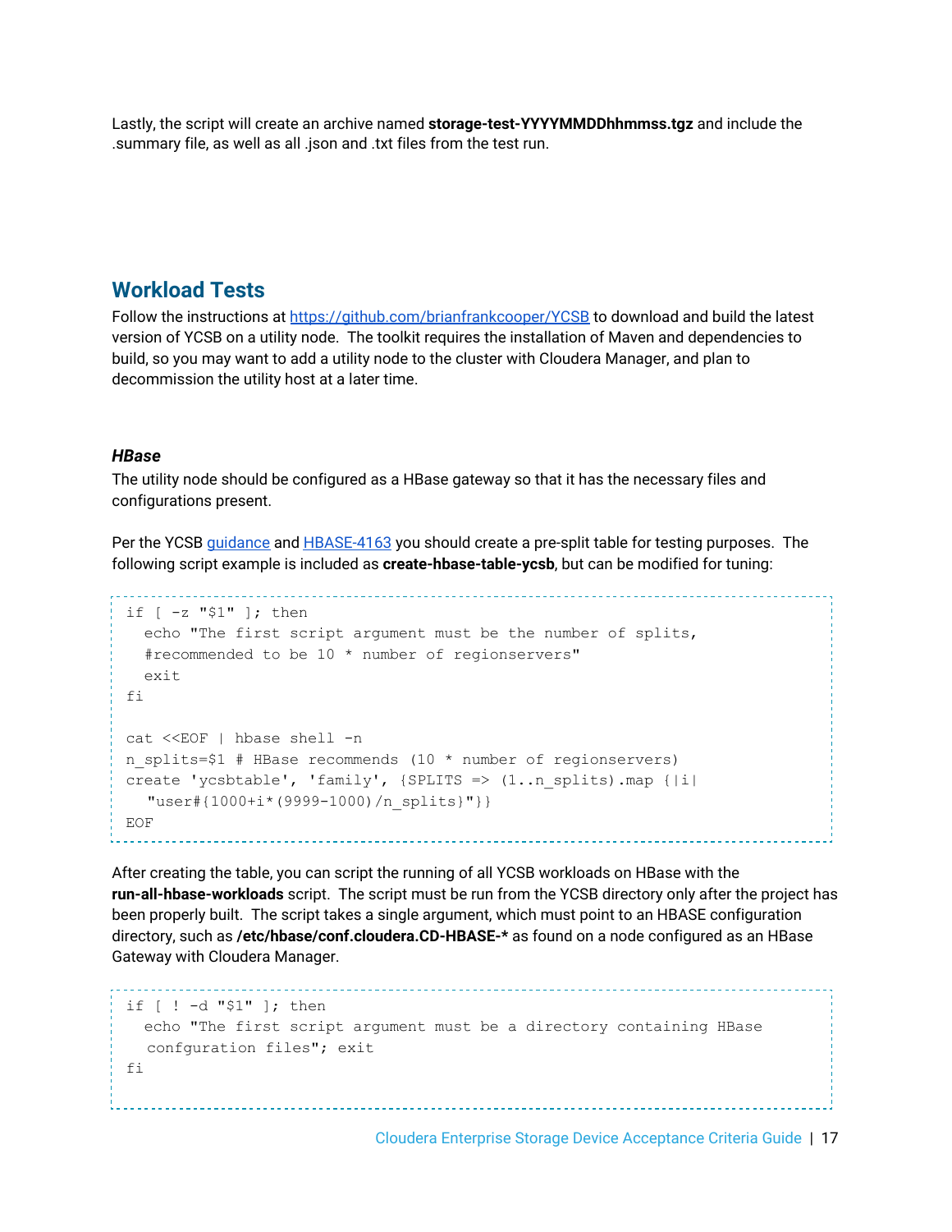Lastly, the script will create an archive named **storage-test-YYYYMMDDhhmmss.tgz** and include the .summary file, as well as all .json and .txt files from the test run.

## Workload Tests

Follow the instructions at https://github.com/brianfrankcooper/YCSB to download and build the latest version of YCSB on a utility node. The toolkit requires the installation of Maven and dependencies to build, so you may want to add a utility node to the cluster with Cloudera Manager, and plan to decommission the utility host at a later time.

### *HBase*

The utility node should be configured as a HBase gateway so that it has the necessary files and configurations present.

Per the YCSB guidance and HBASE-4163 you should create a pre-split table for testing purposes. The following script example is included as **create-hbase-table-ycsb**, but can be modified for tuning:

```
if [ -z "$1" ]; then
  echo "The first script argument must be the number of splits,
  #recommended to be 10 * number of regionservers"
  exit
fi

cat <<EOF | hbase shell -n
n_splits=$1 # HBase recommends (10 * number of regionservers)
create 'ycsbtable', 'family', {SPLITS => (1..n_splits).map {|i|
   "user#{1000+i*(9999-1000)/n_splits}"}}
EOF
```

After creating the table, you can script the running of all YCSB workloads on HBase with the **run-all-hbase-workloads** script. The script must be run from the YCSB directory only after the project has been properly built. The script takes a single argument, which must point to an HBASE configuration directory, such as **/etc/hbase/conf.cloudera.CD-HBASE-*** as found on a node configured as an HBase Gateway with Cloudera Manager.

```
if [ ! -d "$1" ]; then
  echo "The first script argument must be a directory containing HBase
   confguration files"; exit
fi
```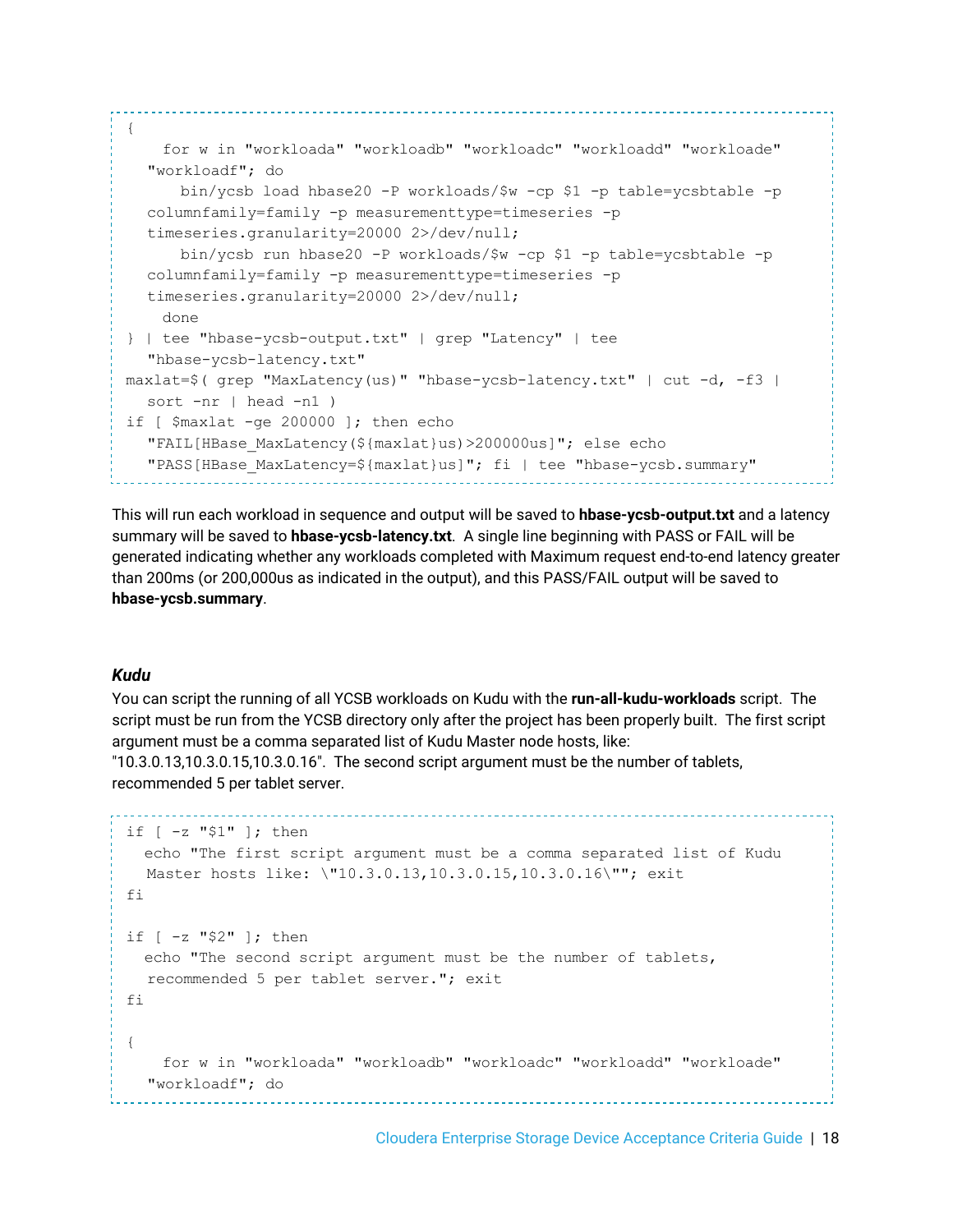```
{
    for w in "workloada" "workloadb" "workloadc" "workloadd" "workloade" "workloadf"; do
      bin/ycsb load hbase20 -P workloads/$w -cp $1 -p table=ycsbtable -p columnfamily=family -p measurementtype=timeseries -p timeseries.granularity=20000 2>/dev/null;
      bin/ycsb run hbase20 -P workloads/$w -cp $1 -p table=ycsbtable -p columnfamily=family -p measurementtype=timeseries -p timeseries.granularity=20000 2>/dev/null;
    done
} | tee "hbase-ycsb-output.txt" | grep "Latency" | tee "hbase-ycsb-latency.txt"
maxlat=$( grep "MaxLatency(us)" "hbase-ycsb-latency.txt" | cut -d, -f3 | sort -nr | head -n1 )
if [ $maxlat -ge 200000 ]; then echo "FAIL[HBase_MaxLatency(${maxlat}us)>200000us]"; else echo "PASS[HBase_MaxLatency=${maxlat}us]"; fi | tee "hbase-ycsb.summary"
```

This will run each workload in sequence and output will be saved to **hbase-ycsb-output.txt** and a latency summary will be saved to **hbase-ycsb-latency.txt**. A single line beginning with PASS or FAIL will be generated indicating whether any workloads completed with Maximum request end-to-end latency greater than 200ms (or 200,000us as indicated in the output), and this PASS/FAIL output will be saved to **hbase-ycsb.summary**.

### *Kudu*

You can script the running of all YCSB workloads on Kudu with the **run-all-kudu-workloads** script. The script must be run from the YCSB directory only after the project has been properly built. The first script argument must be a comma separated list of Kudu Master node hosts, like: "10.3.0.13,10.3.0.15,10.3.0.16". The second script argument must be the number of tablets, recommended 5 per tablet server.

```
if [ -z "$1" ]; then
  echo "The first script argument must be a comma separated list of Kudu Master hosts like: \"10.3.0.13,10.3.0.15,10.3.0.16\""; exit
fi

if [ -z "$2" ]; then
  echo "The second script argument must be the number of tablets, recommended 5 per tablet server."; exit
fi

{
    for w in "workloada" "workloadb" "workloadc" "workloadd" "workloade" "workloadf"; do
```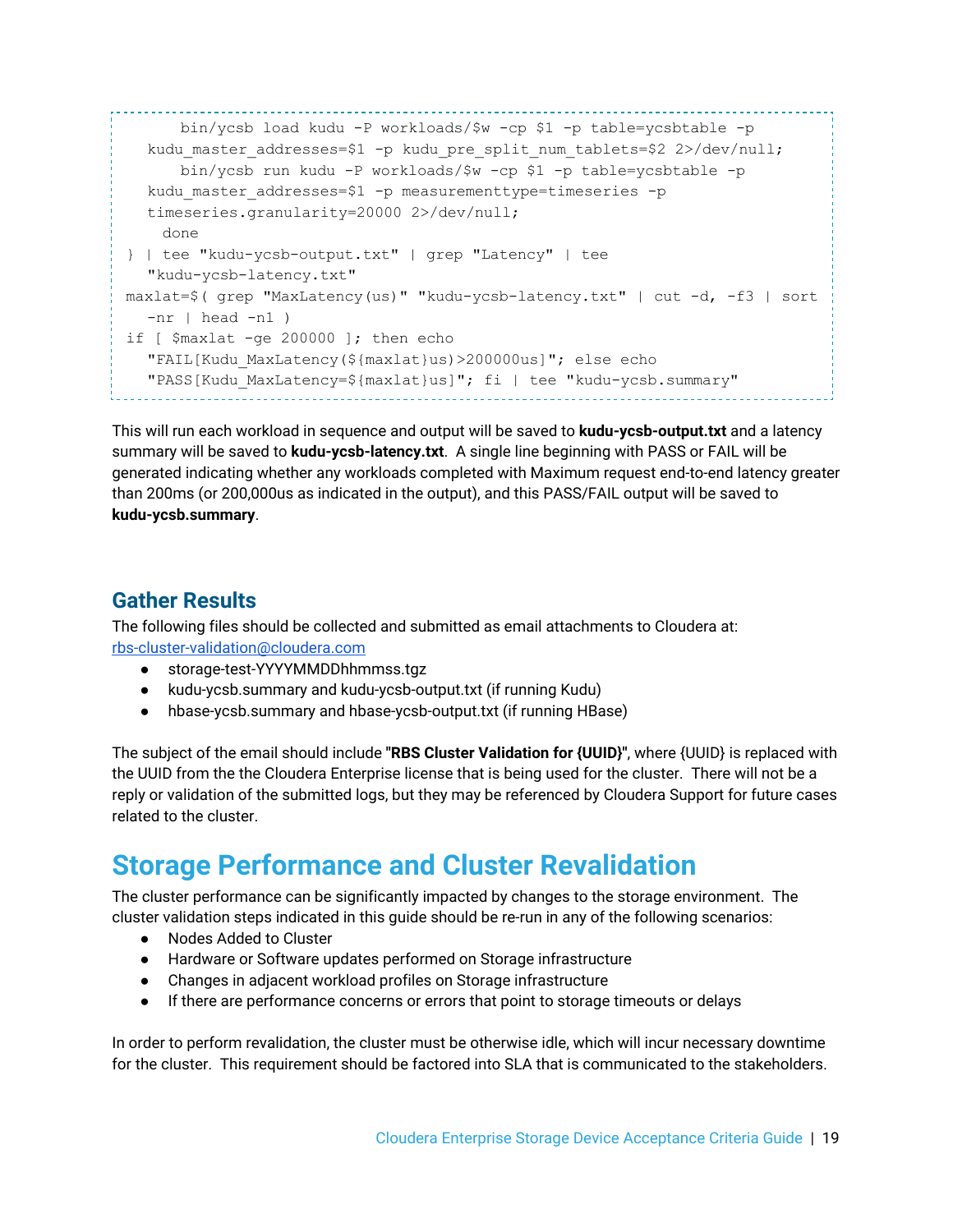```
      bin/ycsb load kudu -P workloads/$w -cp $1 -p table=ycsbtable -p
   kudu_master_addresses=$1 -p kudu_pre_split_num_tablets=$2 2>/dev/null;
      bin/ycsb run kudu -P workloads/$w -cp $1 -p table=ycsbtable -p
   kudu_master_addresses=$1 -p measurementtype=timeseries -p
   timeseries.granularity=20000 2>/dev/null;
     done
} | tee "kudu-ycsb-output.txt" | grep "Latency" | tee
   "kudu-ycsb-latency.txt"
maxlat=$( grep "MaxLatency(us)" "kudu-ycsb-latency.txt" | cut -d, -f3 | sort
   -nr | head -n1 )
if [ $maxlat -ge 200000 ]; then echo
   "FAIL[Kudu_MaxLatency(${maxlat}us)>200000us]"; else echo
   "PASS[Kudu_MaxLatency=${maxlat}us]"; fi | tee "kudu-ycsb.summary"
```

This will run each workload in sequence and output will be saved to **kudu-ycsb-output.txt** and a latency summary will be saved to **kudu-ycsb-latency.txt**. A single line beginning with PASS or FAIL will be generated indicating whether any workloads completed with Maximum request end-to-end latency greater than 200ms (or 200,000us as indicated in the output), and this PASS/FAIL output will be saved to **kudu-ycsb.summary**.

## Gather Results

The following files should be collected and submitted as email attachments to Cloudera at: rbs-cluster-validation@cloudera.com

- storage-test-YYYYMMDDhhmmss.tgz
- kudu-ycsb.summary and kudu-ycsb-output.txt (if running Kudu)
- hbase-ycsb.summary and hbase-ycsb-output.txt (if running HBase)

The subject of the email should include "**RBS Cluster Validation for {UUID}**", where {UUID} is replaced with the UUID from the the Cloudera Enterprise license that is being used for the cluster. There will not be a reply or validation of the submitted logs, but they may be referenced by Cloudera Support for future cases related to the cluster.

# Storage Performance and Cluster Revalidation

The cluster performance can be significantly impacted by changes to the storage environment. The cluster validation steps indicated in this guide should be re-run in any of the following scenarios:

- Nodes Added to Cluster
- Hardware or Software updates performed on Storage infrastructure
- Changes in adjacent workload profiles on Storage infrastructure
- If there are performance concerns or errors that point to storage timeouts or delays

In order to perform revalidation, the cluster must be otherwise idle, which will incur necessary downtime for the cluster. This requirement should be factored into SLA that is communicated to the stakeholders.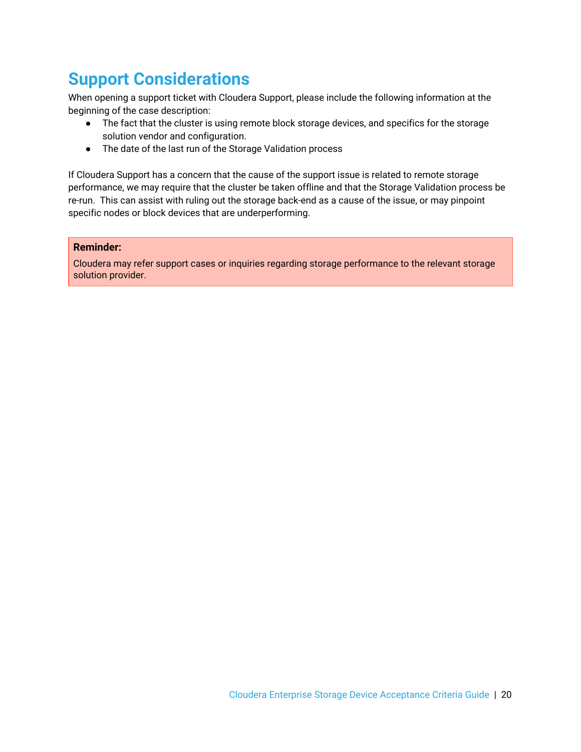# Support Considerations

When opening a support ticket with Cloudera Support, please include the following information at the beginning of the case description:

- The fact that the cluster is using remote block storage devices, and specifics for the storage solution vendor and configuration.
- The date of the last run of the Storage Validation process

If Cloudera Support has a concern that the cause of the support issue is related to remote storage performance, we may require that the cluster be taken offline and that the Storage Validation process be re-run. This can assist with ruling out the storage back-end as a cause of the issue, or may pinpoint specific nodes or block devices that are underperforming.

> **Reminder:**
>
> Cloudera may refer support cases or inquiries regarding storage performance to the relevant storage solution provider.